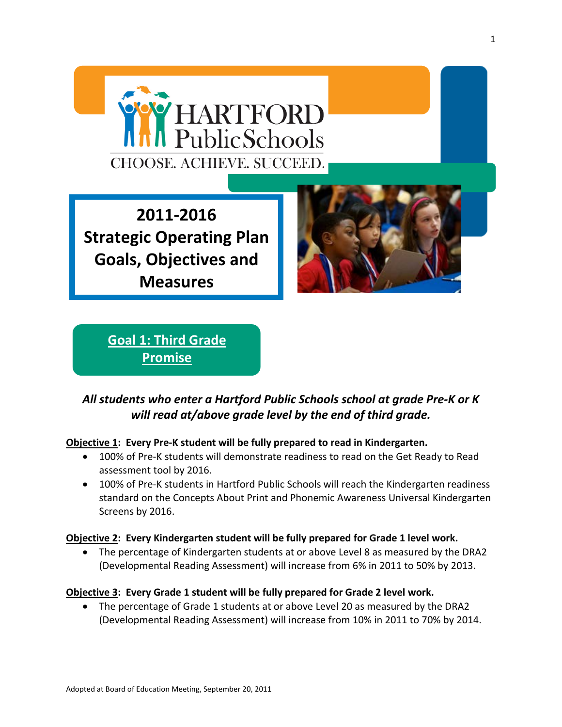HARTFORD Public Schools

CHOOSE. ACHIEVE. SUCCEED.

# 2011-2016 Strategic Operating Plan Goals, Objectives and Measures

## Goal 1: Third Grade Promise

***All students who enter a Hartford Public Schools school at grade Pre-K or K will read at/above grade level by the end of third grade.***

**Objective 1: Every Pre-K student will be fully prepared to read in Kindergarten.**

- 100% of Pre-K students will demonstrate readiness to read on the Get Ready to Read assessment tool by 2016.
- 100% of Pre-K students in Hartford Public Schools will reach the Kindergarten readiness standard on the Concepts About Print and Phonemic Awareness Universal Kindergarten Screens by 2016.

**Objective 2: Every Kindergarten student will be fully prepared for Grade 1 level work.**

- The percentage of Kindergarten students at or above Level 8 as measured by the DRA2 (Developmental Reading Assessment) will increase from 6% in 2011 to 50% by 2013.

**Objective 3: Every Grade 1 student will be fully prepared for Grade 2 level work.**

- The percentage of Grade 1 students at or above Level 20 as measured by the DRA2 (Developmental Reading Assessment) will increase from 10% in 2011 to 70% by 2014.

Adopted at Board of Education Meeting, September 20, 2011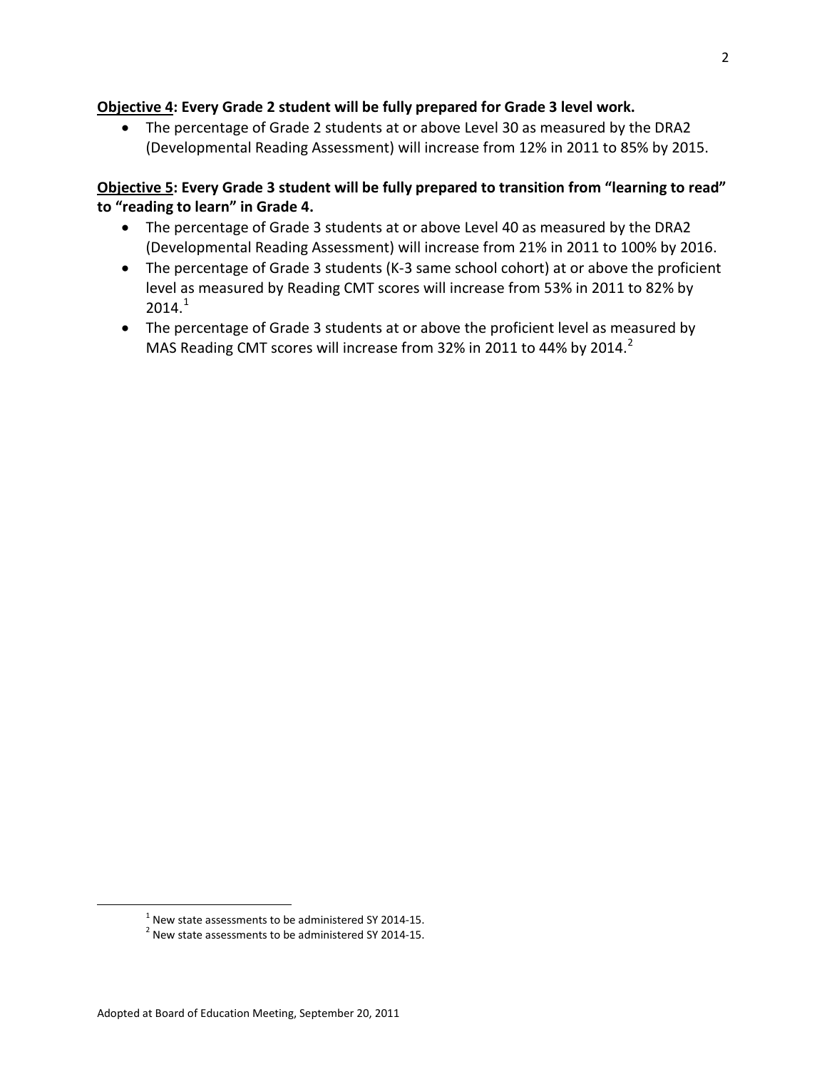**<u>Objective 4</u>: Every Grade 2 student will be fully prepared for Grade 3 level work.**

- The percentage of Grade 2 students at or above Level 30 as measured by the DRA2 (Developmental Reading Assessment) will increase from 12% in 2011 to 85% by 2015.

**<u>Objective 5</u>: Every Grade 3 student will be fully prepared to transition from "learning to read" to "reading to learn" in Grade 4.**

- The percentage of Grade 3 students at or above Level 40 as measured by the DRA2 (Developmental Reading Assessment) will increase from 21% in 2011 to 100% by 2016.
- The percentage of Grade 3 students (K-3 same school cohort) at or above the proficient level as measured by Reading CMT scores will increase from 53% in 2011 to 82% by 2014.[1]
- The percentage of Grade 3 students at or above the proficient level as measured by MAS Reading CMT scores will increase from 32% in 2011 to 44% by 2014.[2]

---

[1] New state assessments to be administered SY 2014-15.

[2] New state assessments to be administered SY 2014-15.

Adopted at Board of Education Meeting, September 20, 2011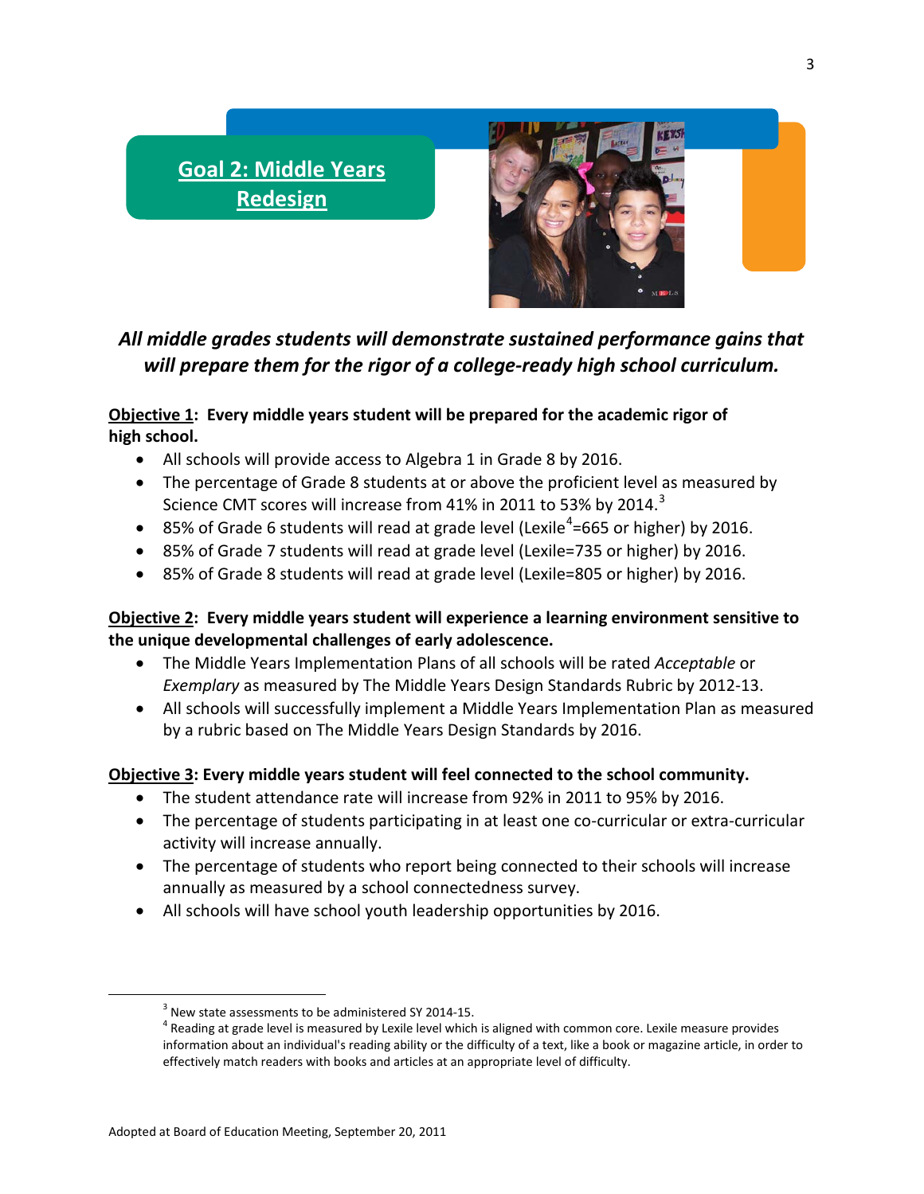## Goal 2: Middle Years Redesign

***All middle grades students will demonstrate sustained performance gains that will prepare them for the rigor of a college-ready high school curriculum.***

**Objective 1: Every middle years student will be prepared for the academic rigor of high school.**

- All schools will provide access to Algebra 1 in Grade 8 by 2016.
- The percentage of Grade 8 students at or above the proficient level as measured by Science CMT scores will increase from 41% in 2011 to 53% by 2014.[3]
- 85% of Grade 6 students will read at grade level (Lexile[4]=665 or higher) by 2016.
- 85% of Grade 7 students will read at grade level (Lexile=735 or higher) by 2016.
- 85% of Grade 8 students will read at grade level (Lexile=805 or higher) by 2016.

**Objective 2: Every middle years student will experience a learning environment sensitive to the unique developmental challenges of early adolescence.**

- The Middle Years Implementation Plans of all schools will be rated *Acceptable* or *Exemplary* as measured by The Middle Years Design Standards Rubric by 2012-13.
- All schools will successfully implement a Middle Years Implementation Plan as measured by a rubric based on The Middle Years Design Standards by 2016.

**Objective 3: Every middle years student will feel connected to the school community.**

- The student attendance rate will increase from 92% in 2011 to 95% by 2016.
- The percentage of students participating in at least one co-curricular or extra-curricular activity will increase annually.
- The percentage of students who report being connected to their schools will increase annually as measured by a school connectedness survey.
- All schools will have school youth leadership opportunities by 2016.

---

[3] New state assessments to be administered SY 2014-15.

[4] Reading at grade level is measured by Lexile level which is aligned with common core. Lexile measure provides information about an individual's reading ability or the difficulty of a text, like a book or magazine article, in order to effectively match readers with books and articles at an appropriate level of difficulty.

Adopted at Board of Education Meeting, September 20, 2011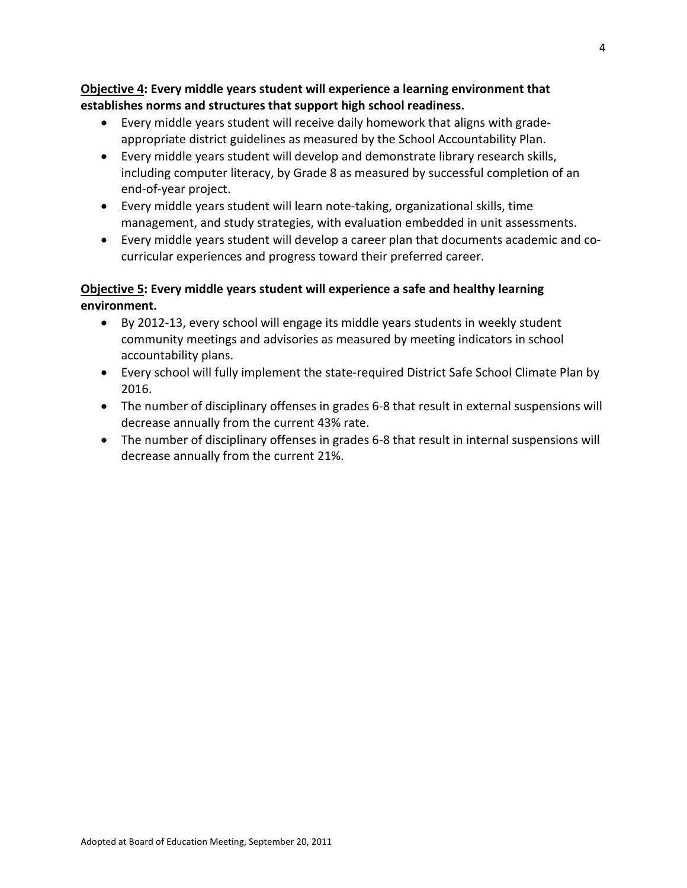**<u>Objective 4</u>: Every middle years student will experience a learning environment that establishes norms and structures that support high school readiness.**

- Every middle years student will receive daily homework that aligns with grade-appropriate district guidelines as measured by the School Accountability Plan.
- Every middle years student will develop and demonstrate library research skills, including computer literacy, by Grade 8 as measured by successful completion of an end-of-year project.
- Every middle years student will learn note-taking, organizational skills, time management, and study strategies, with evaluation embedded in unit assessments.
- Every middle years student will develop a career plan that documents academic and co-curricular experiences and progress toward their preferred career.

**<u>Objective 5</u>: Every middle years student will experience a safe and healthy learning environment.**

- By 2012-13, every school will engage its middle years students in weekly student community meetings and advisories as measured by meeting indicators in school accountability plans.
- Every school will fully implement the state-required District Safe School Climate Plan by 2016.
- The number of disciplinary offenses in grades 6-8 that result in external suspensions will decrease annually from the current 43% rate.
- The number of disciplinary offenses in grades 6-8 that result in internal suspensions will decrease annually from the current 21%.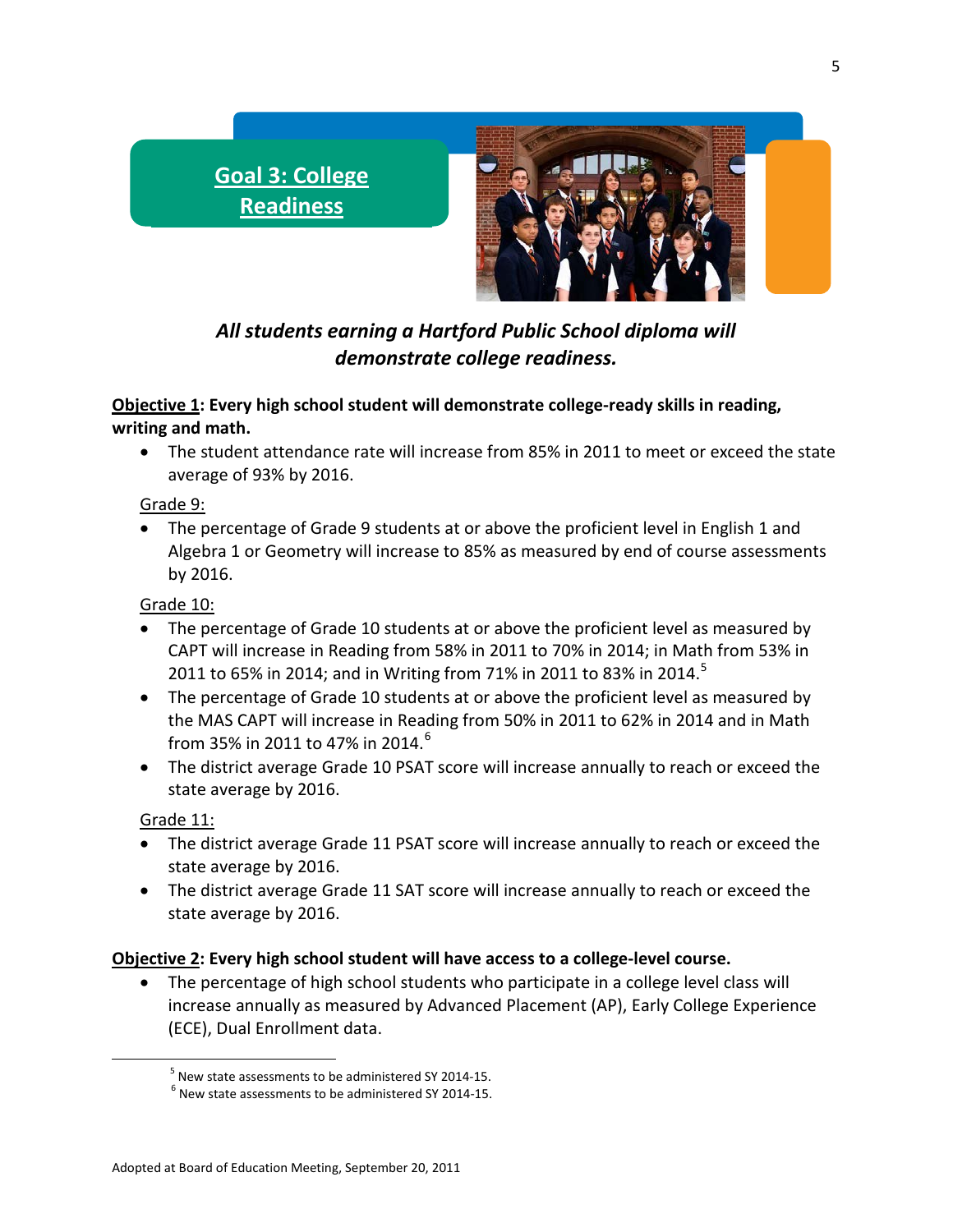## Goal 3: College Readiness

***All students earning a Hartford Public School diploma will demonstrate college readiness.***

**Objective 1: Every high school student will demonstrate college-ready skills in reading, writing and math.**

- The student attendance rate will increase from 85% in 2011 to meet or exceed the state average of 93% by 2016.

Grade 9:

- The percentage of Grade 9 students at or above the proficient level in English 1 and Algebra 1 or Geometry will increase to 85% as measured by end of course assessments by 2016.

Grade 10:

- The percentage of Grade 10 students at or above the proficient level as measured by CAPT will increase in Reading from 58% in 2011 to 70% in 2014; in Math from 53% in 2011 to 65% in 2014; and in Writing from 71% in 2011 to 83% in 2014.[5]
- The percentage of Grade 10 students at or above the proficient level as measured by the MAS CAPT will increase in Reading from 50% in 2011 to 62% in 2014 and in Math from 35% in 2011 to 47% in 2014.[6]
- The district average Grade 10 PSAT score will increase annually to reach or exceed the state average by 2016.

Grade 11:

- The district average Grade 11 PSAT score will increase annually to reach or exceed the state average by 2016.
- The district average Grade 11 SAT score will increase annually to reach or exceed the state average by 2016.

**Objective 2: Every high school student will have access to a college-level course.**

- The percentage of high school students who participate in a college level class will increase annually as measured by Advanced Placement (AP), Early College Experience (ECE), Dual Enrollment data.

---

[5] New state assessments to be administered SY 2014-15.

[6] New state assessments to be administered SY 2014-15.

Adopted at Board of Education Meeting, September 20, 2011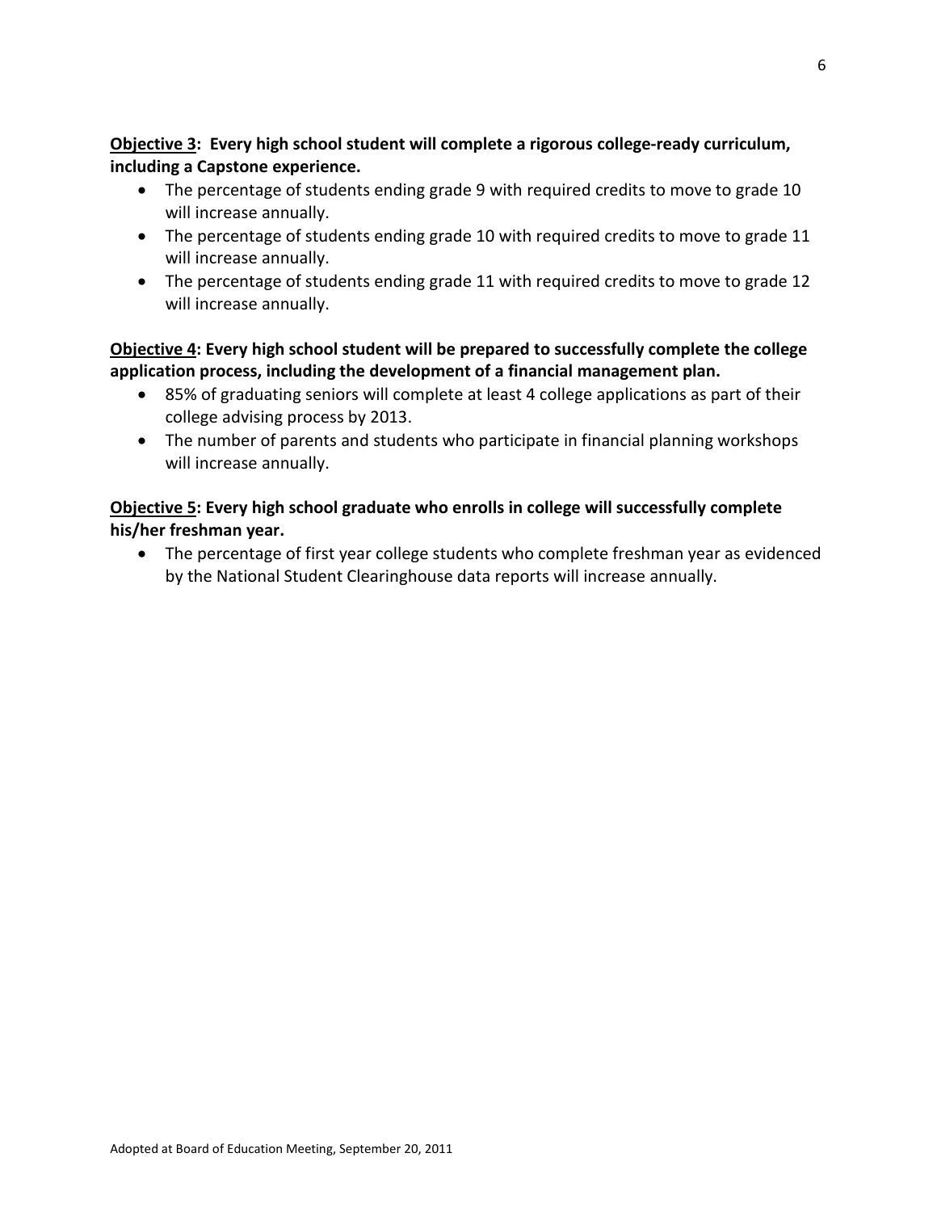**<u>Objective 3</u>: Every high school student will complete a rigorous college-ready curriculum, including a Capstone experience.**

- The percentage of students ending grade 9 with required credits to move to grade 10 will increase annually.
- The percentage of students ending grade 10 with required credits to move to grade 11 will increase annually.
- The percentage of students ending grade 11 with required credits to move to grade 12 will increase annually.

**<u>Objective 4</u>: Every high school student will be prepared to successfully complete the college application process, including the development of a financial management plan.**

- 85% of graduating seniors will complete at least 4 college applications as part of their college advising process by 2013.
- The number of parents and students who participate in financial planning workshops will increase annually.

**<u>Objective 5</u>: Every high school graduate who enrolls in college will successfully complete his/her freshman year.**

- The percentage of first year college students who complete freshman year as evidenced by the National Student Clearinghouse data reports will increase annually.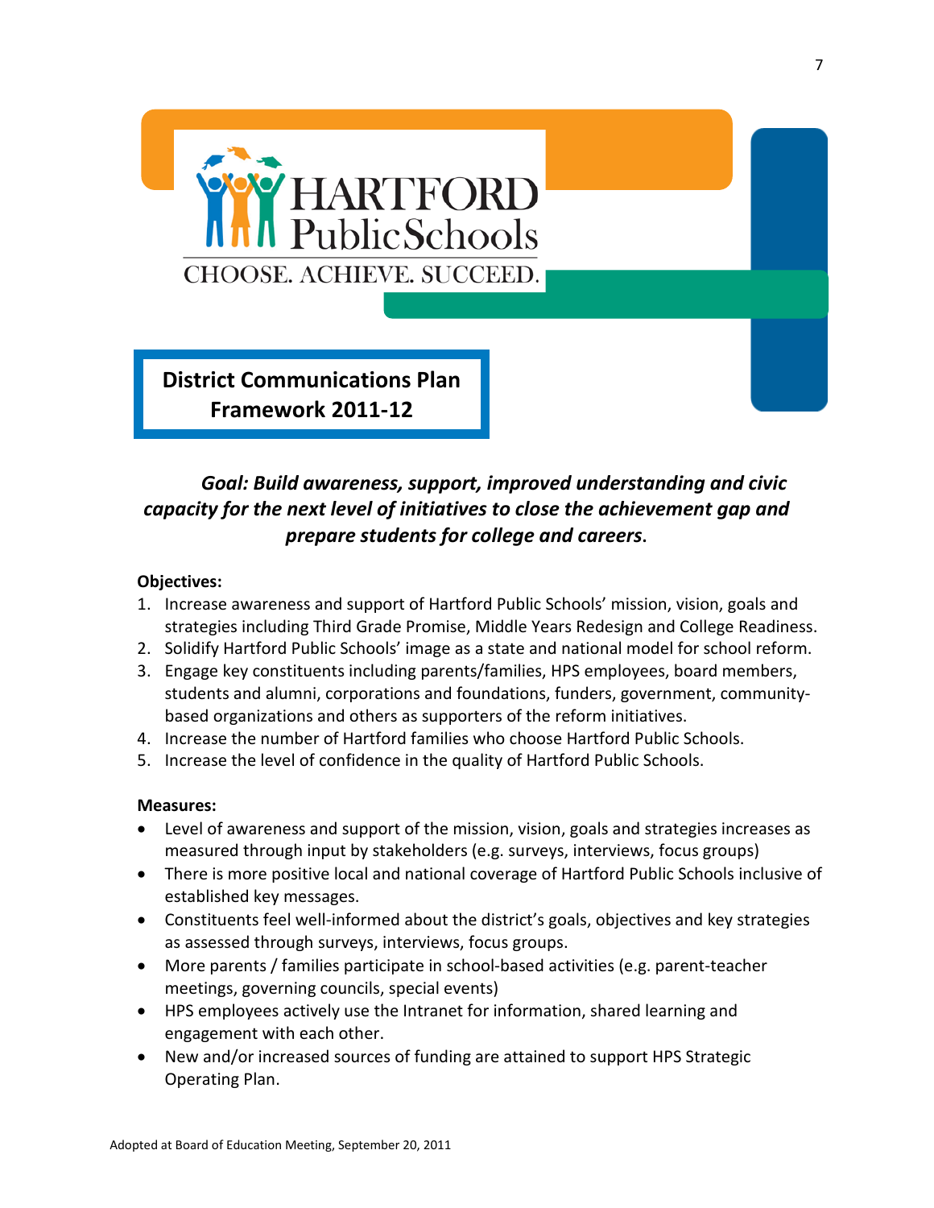HARTFORD Public Schools

CHOOSE. ACHIEVE. SUCCEED.

# District Communications Plan Framework 2011-12

***Goal: Build awareness, support, improved understanding and civic capacity for the next level of initiatives to close the achievement gap and prepare students for college and careers.***

**Objectives:**

1. Increase awareness and support of Hartford Public Schools' mission, vision, goals and strategies including Third Grade Promise, Middle Years Redesign and College Readiness.
2. Solidify Hartford Public Schools' image as a state and national model for school reform.
3. Engage key constituents including parents/families, HPS employees, board members, students and alumni, corporations and foundations, funders, government, community-based organizations and others as supporters of the reform initiatives.
4. Increase the number of Hartford families who choose Hartford Public Schools.
5. Increase the level of confidence in the quality of Hartford Public Schools.

**Measures:**

- Level of awareness and support of the mission, vision, goals and strategies increases as measured through input by stakeholders (e.g. surveys, interviews, focus groups)
- There is more positive local and national coverage of Hartford Public Schools inclusive of established key messages.
- Constituents feel well-informed about the district's goals, objectives and key strategies as assessed through surveys, interviews, focus groups.
- More parents / families participate in school-based activities (e.g. parent-teacher meetings, governing councils, special events)
- HPS employees actively use the Intranet for information, shared learning and engagement with each other.
- New and/or increased sources of funding are attained to support HPS Strategic Operating Plan.

Adopted at Board of Education Meeting, September 20, 2011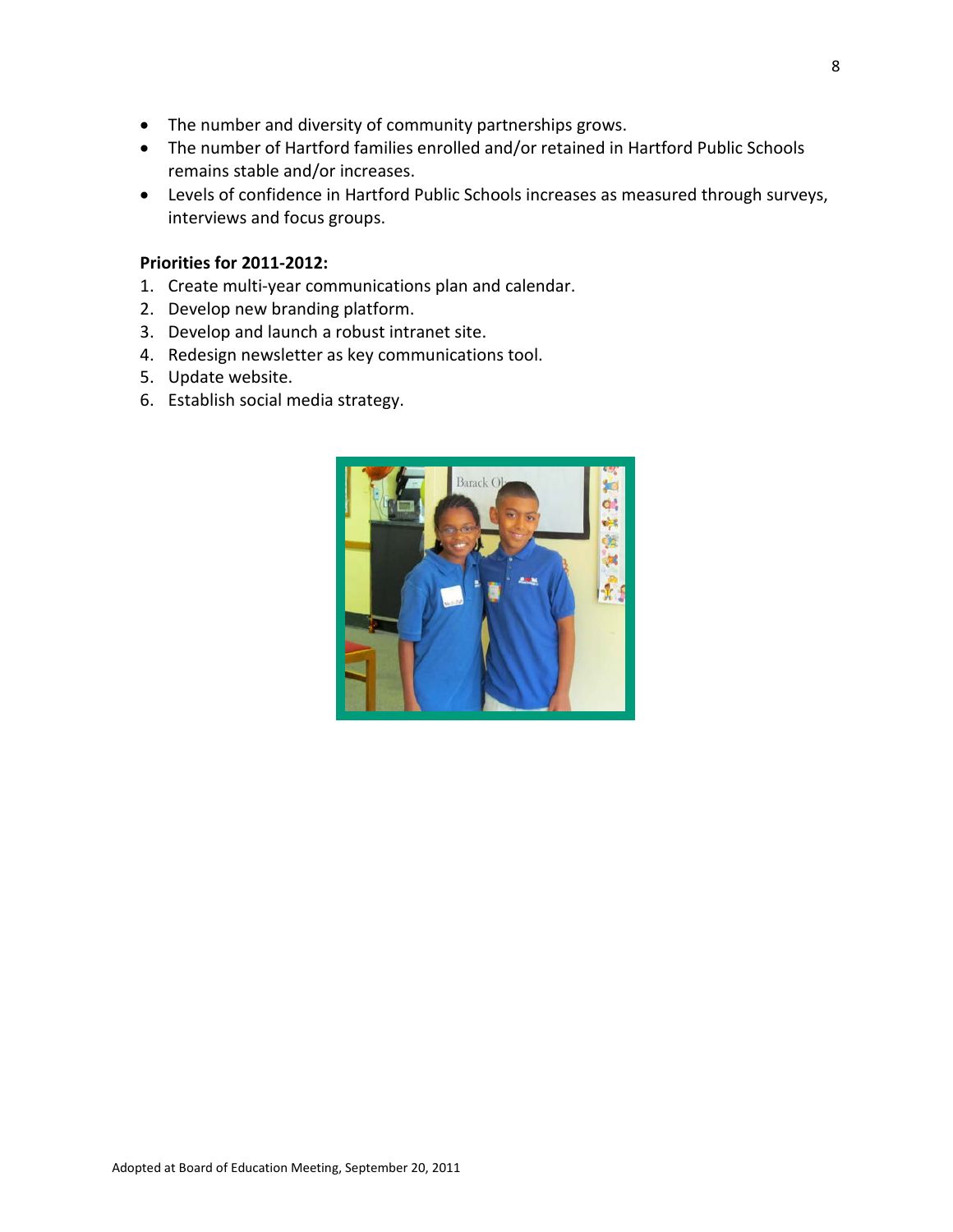- The number and diversity of community partnerships grows.
- The number of Hartford families enrolled and/or retained in Hartford Public Schools remains stable and/or increases.
- Levels of confidence in Hartford Public Schools increases as measured through surveys, interviews and focus groups.

**Priorities for 2011-2012:**

1. Create multi-year communications plan and calendar.
2. Develop new branding platform.
3. Develop and launch a robust intranet site.
4. Redesign newsletter as key communications tool.
5. Update website.
6. Establish social media strategy.